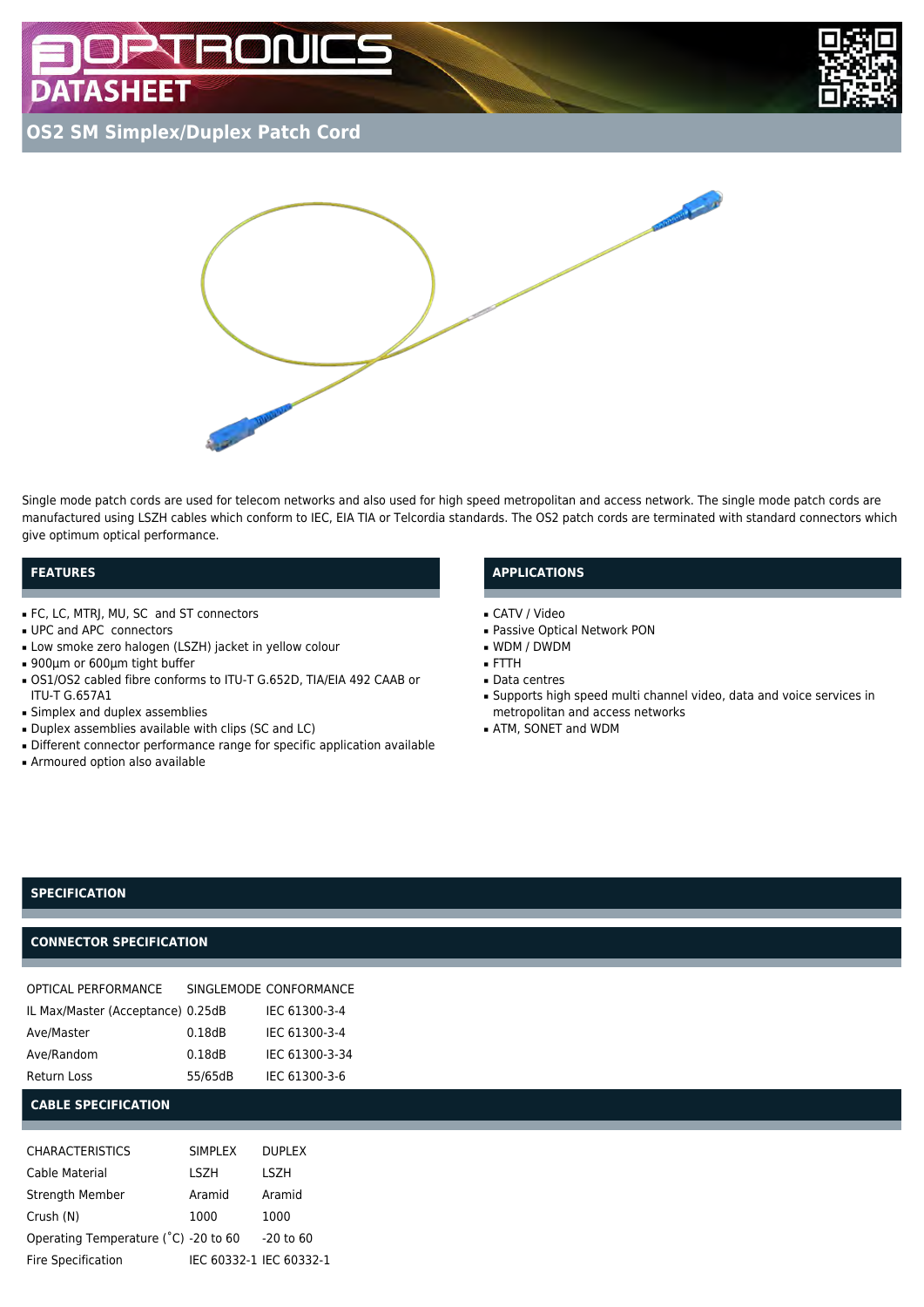# OPTRONICS DATASHEET

## OS2 SM Simplex/Duplex Patch Cord

Single mode patch cords are used for telecom networks and also used for high speed metropolitan and access network. The single mode patch cords are manufactured using LSZH cables which conform to IEC, EIA TIA or Telcordia standards. The OS2 patch cords are terminated with standard connectors which give optimum optical performance.

### FEATURES

- FC, LC, MTRJ, MU, SC and ST connectors
- UPC and APC connectors
- Low smoke zero halogen (LSZH) jacket in yellow colour
- 900µm or 600µm tight buffer
- OS1/OS2 cabled fibre conforms to ITU-T G.652D, TIA/EIA 492 CAAB or ITU-T G.657A1
- Simplex and duplex assemblies
- Duplex assemblies available with clips (SC and LC)
- Different connector performance range for specific application available
- Armoured option also available

### APPLICATIONS

- CATV / Video
- Passive Optical Network PON
- WDM / DWDM
- FTTH
- Data centres
- Supports high speed multi channel video, data and voice services in metropolitan and access networks
- ATM, SONET and WDM

### SPECIFICATION

### CONNECTOR SPECIFICATION

| OPTICAL PERFORMANCE | SINGLEMODE | CONFORMANCE |
|---|---|---|
| IL Max/Master (Acceptance) | 0.25dB | IEC 61300-3-4 |
| Ave/Master | 0.18dB | IEC 61300-3-4 |
| Ave/Random | 0.18dB | IEC 61300-3-34 |
| Return Loss | 55/65dB | IEC 61300-3-6 |

### CABLE SPECIFICATION

| CHARACTERISTICS | SIMPLEX | DUPLEX |
|---|---|---|
| Cable Material | LSZH | LSZH |
| Strength Member | Aramid | Aramid |
| Crush (N) | 1000 | 1000 |
| Operating Temperature (˚C) | -20 to 60 | -20 to 60 |
| Fire Specification | IEC 60332-1 | IEC 60332-1 |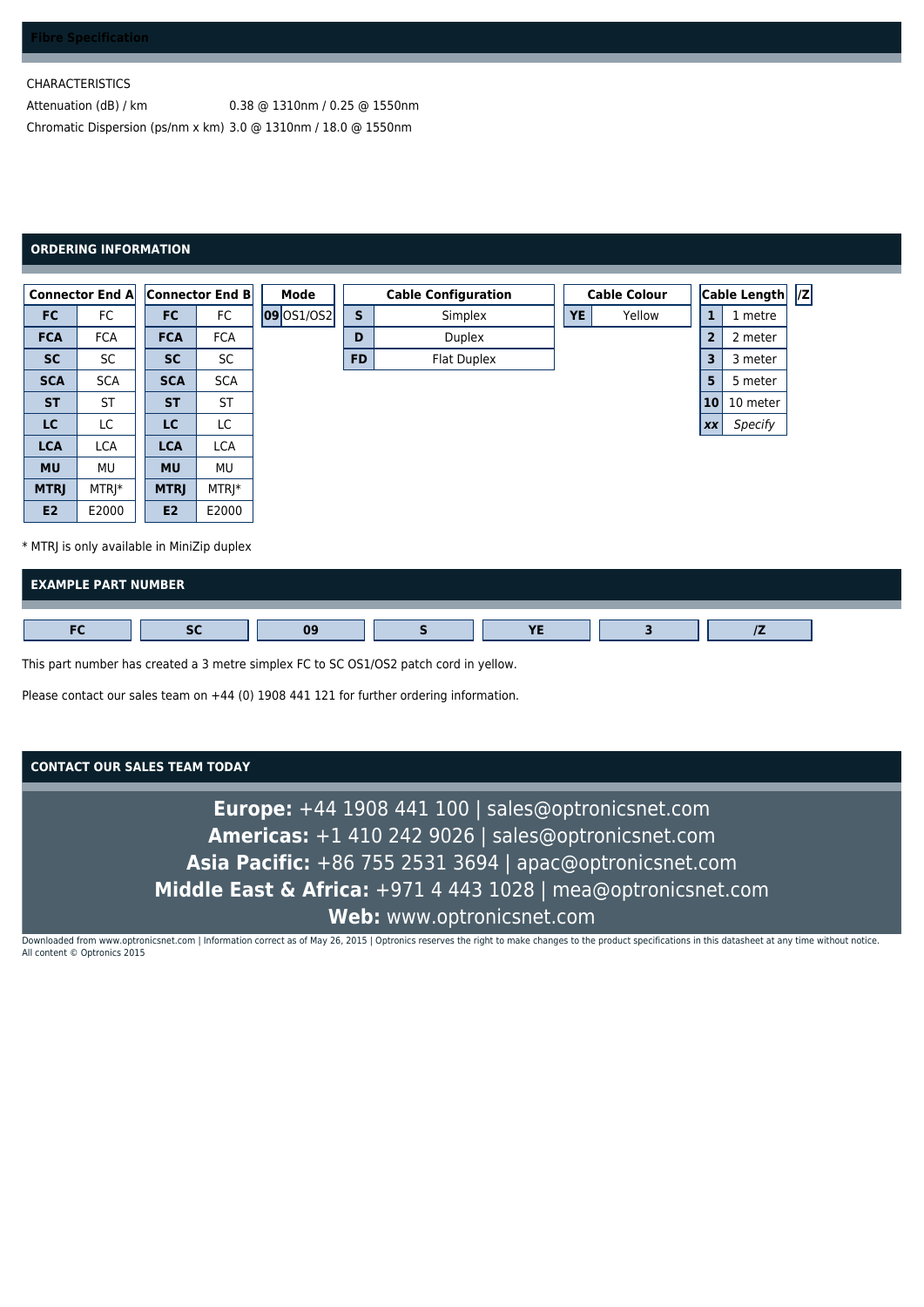## Fibre Specification

CHARACTERISTICS

| | |
|---|---|
| Attenuation (dB) / km | 0.38 @ 1310nm / 0.25 @ 1550nm |
| Chromatic Dispersion (ps/nm x km) | 3.0 @ 1310nm / 18.0 @ 1550nm |

## ORDERING INFORMATION

| Connector End A | |
|---|---|
| **FC** | FC |
| **FCA** | FCA |
| **SC** | SC |
| **SCA** | SCA |
| **ST** | ST |
| **LC** | LC |
| **LCA** | LCA |
| **MU** | MU |
| **MTRJ** | MTRJ* |
| **E2** | E2000 |

| Connector End B | |
|---|---|
| **FC** | FC |
| **FCA** | FCA |
| **SC** | SC |
| **SCA** | SCA |
| **ST** | ST |
| **LC** | LC |
| **LCA** | LCA |
| **MU** | MU |
| **MTRJ** | MTRJ* |
| **E2** | E2000 |

| Mode | |
|---|---|
| **09** | OS1/OS2 |

| Cable Configuration | |
|---|---|
| **S** | Simplex |
| **D** | Duplex |
| **FD** | Flat Duplex |

| Cable Colour | |
|---|---|
| **YE** | Yellow |

| Cable Length | |
|---|---|
| **1** | 1 metre |
| **2** | 2 meter |
| **3** | 3 meter |
| **5** | 5 meter |
| **10** | 10 meter |
| ***xx*** | *Specify* |

| /Z |
|---|

\* MTRJ is only available in MiniZip duplex

## EXAMPLE PART NUMBER

| | | | | | | |
|---|---|---|---|---|---|---|
| FC | SC | 09 | S | YE | 3 | /Z |

This part number has created a 3 metre simplex FC to SC OS1/OS2 patch cord in yellow.

Please contact our sales team on +44 (0) 1908 441 121 for further ordering information.

## CONTACT OUR SALES TEAM TODAY

**Europe:** +44 1908 441 100 | sales@optronicsnet.com
**Americas:** +1 410 242 9026 | sales@optronicsnet.com
**Asia Pacific:** +86 755 2531 3694 | apac@optronicsnet.com
**Middle East & Africa:** +971 4 443 1028 | mea@optronicsnet.com
**Web:** www.optronicsnet.com

Downloaded from www.optronicsnet.com | Information correct as of May 26, 2015 | Optronics reserves the right to make changes to the product specifications in this datasheet at any time without notice.
All content © Optronics 2015